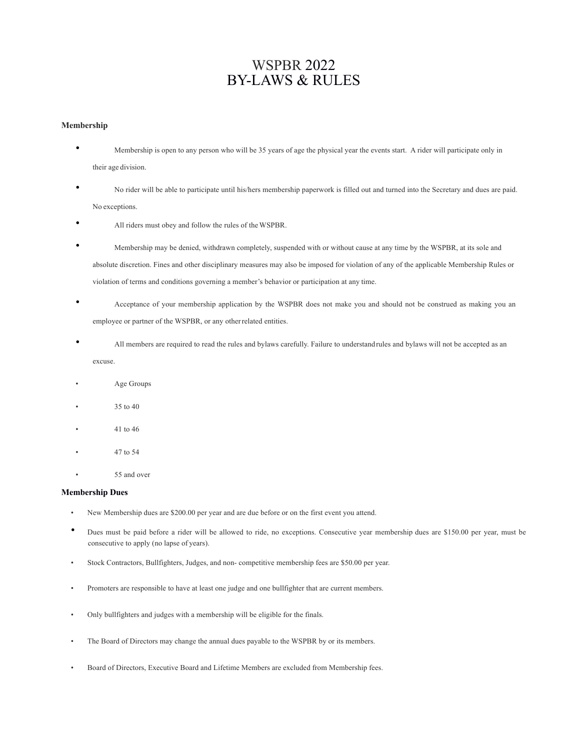# WSPBR 2022
# BY-LAWS & RULES

**Membership**

- Membership is open to any person who will be 35 years of age the physical year the events start. A rider will participate only in their age division.
- No rider will be able to participate until his/hers membership paperwork is filled out and turned into the Secretary and dues are paid. No exceptions.
- All riders must obey and follow the rules of the WSPBR.
- Membership may be denied, withdrawn completely, suspended with or without cause at any time by the WSPBR, at its sole and absolute discretion. Fines and other disciplinary measures may also be imposed for violation of any of the applicable Membership Rules or violation of terms and conditions governing a member's behavior or participation at any time.
- Acceptance of your membership application by the WSPBR does not make you and should not be construed as making you an employee or partner of the WSPBR, or any other related entities.
- All members are required to read the rules and bylaws carefully. Failure to understand rules and bylaws will not be accepted as an excuse.
- Age Groups
- 35 to 40
- 41 to 46
- 47 to 54
- 55 and over

**Membership Dues**

- New Membership dues are $200.00 per year and are due before or on the first event you attend.
- Dues must be paid before a rider will be allowed to ride, no exceptions. Consecutive year membership dues are $150.00 per year, must be consecutive to apply (no lapse of years).
- Stock Contractors, Bullfighters, Judges, and non- competitive membership fees are $50.00 per year.
- Promoters are responsible to have at least one judge and one bullfighter that are current members.
- Only bullfighters and judges with a membership will be eligible for the finals.
- The Board of Directors may change the annual dues payable to the WSPBR by or its members.
- Board of Directors, Executive Board and Lifetime Members are excluded from Membership fees.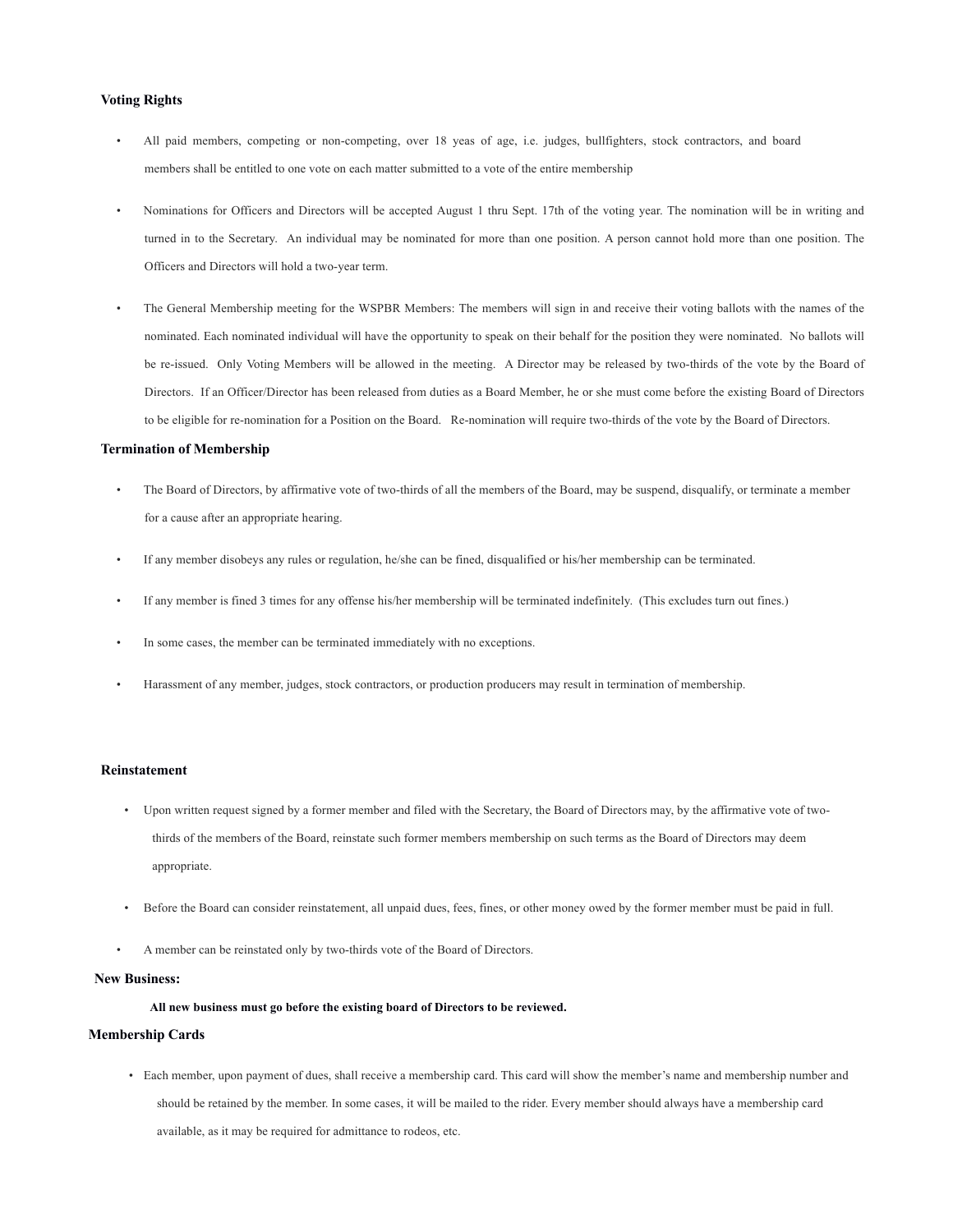### Voting Rights

- All paid members, competing or non-competing, over 18 yeas of age, i.e. judges, bullfighters, stock contractors, and board members shall be entitled to one vote on each matter submitted to a vote of the entire membership
- Nominations for Officers and Directors will be accepted August 1 thru Sept. 17th of the voting year. The nomination will be in writing and turned in to the Secretary. An individual may be nominated for more than one position. A person cannot hold more than one position. The Officers and Directors will hold a two-year term.
- The General Membership meeting for the WSPBR Members: The members will sign in and receive their voting ballots with the names of the nominated. Each nominated individual will have the opportunity to speak on their behalf for the position they were nominated. No ballots will be re-issued. Only Voting Members will be allowed in the meeting. A Director may be released by two-thirds of the vote by the Board of Directors. If an Officer/Director has been released from duties as a Board Member, he or she must come before the existing Board of Directors to be eligible for re-nomination for a Position on the Board. Re-nomination will require two-thirds of the vote by the Board of Directors.

### Termination of Membership

- The Board of Directors, by affirmative vote of two-thirds of all the members of the Board, may be suspend, disqualify, or terminate a member for a cause after an appropriate hearing.
- If any member disobeys any rules or regulation, he/she can be fined, disqualified or his/her membership can be terminated.
- If any member is fined 3 times for any offense his/her membership will be terminated indefinitely. (This excludes turn out fines.)
- In some cases, the member can be terminated immediately with no exceptions.
- Harassment of any member, judges, stock contractors, or production producers may result in termination of membership.

### Reinstatement

- Upon written request signed by a former member and filed with the Secretary, the Board of Directors may, by the affirmative vote of two-thirds of the members of the Board, reinstate such former members membership on such terms as the Board of Directors may deem appropriate.
- Before the Board can consider reinstatement, all unpaid dues, fees, fines, or other money owed by the former member must be paid in full.
- A member can be reinstated only by two-thirds vote of the Board of Directors.

### New Business:

**All new business must go before the existing board of Directors to be reviewed.**

### Membership Cards

- Each member, upon payment of dues, shall receive a membership card. This card will show the member's name and membership number and should be retained by the member. In some cases, it will be mailed to the rider. Every member should always have a membership card available, as it may be required for admittance to rodeos, etc.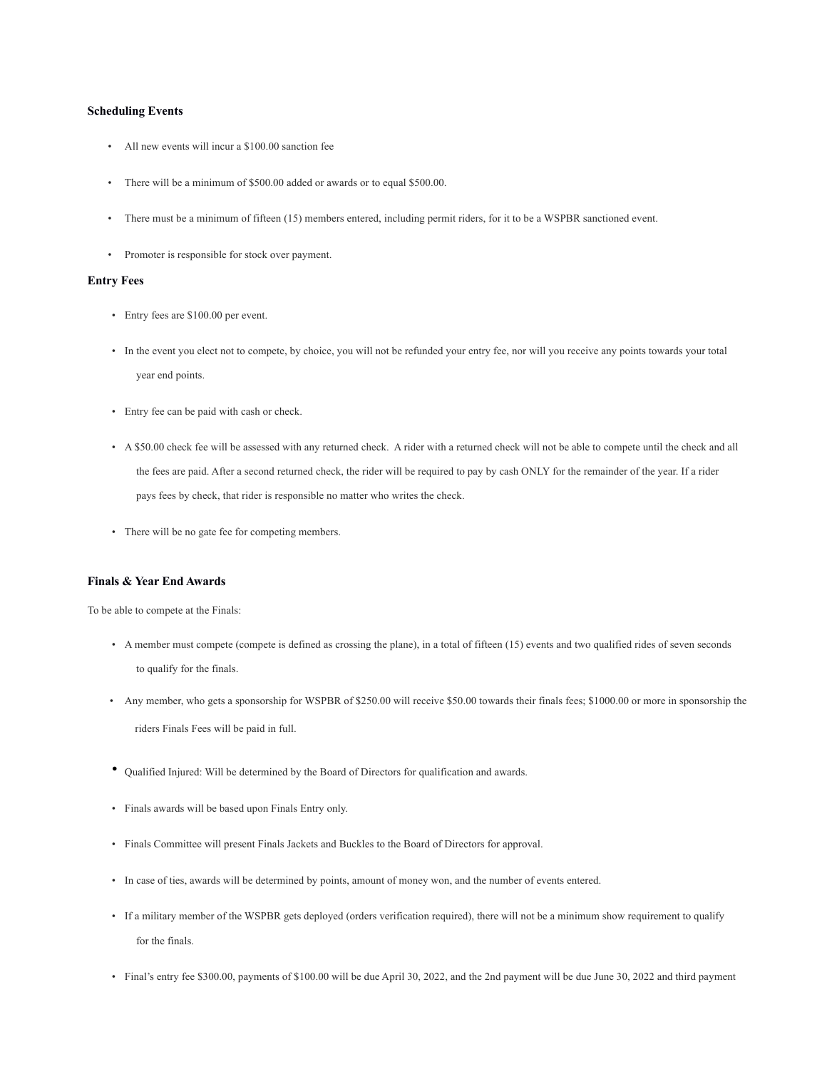**Scheduling Events**

- All new events will incur a $100.00 sanction fee
- There will be a minimum of $500.00 added or awards or to equal $500.00.
- There must be a minimum of fifteen (15) members entered, including permit riders, for it to be a WSPBR sanctioned event.
- Promoter is responsible for stock over payment.

**Entry Fees**

- Entry fees are $100.00 per event.
- In the event you elect not to compete, by choice, you will not be refunded your entry fee, nor will you receive any points towards your total year end points.
- Entry fee can be paid with cash or check.
- A $50.00 check fee will be assessed with any returned check. A rider with a returned check will not be able to compete until the check and all the fees are paid. After a second returned check, the rider will be required to pay by cash ONLY for the remainder of the year. If a rider pays fees by check, that rider is responsible no matter who writes the check.
- There will be no gate fee for competing members.

**Finals & Year End Awards**

To be able to compete at the Finals:

- A member must compete (compete is defined as crossing the plane), in a total of fifteen (15) events and two qualified rides of seven seconds to qualify for the finals.
- Any member, who gets a sponsorship for WSPBR of $250.00 will receive $50.00 towards their finals fees; $1000.00 or more in sponsorship the riders Finals Fees will be paid in full.
- Qualified Injured: Will be determined by the Board of Directors for qualification and awards.
- Finals awards will be based upon Finals Entry only.
- Finals Committee will present Finals Jackets and Buckles to the Board of Directors for approval.
- In case of ties, awards will be determined by points, amount of money won, and the number of events entered.
- If a military member of the WSPBR gets deployed (orders verification required), there will not be a minimum show requirement to qualify for the finals.
- Final's entry fee $300.00, payments of $100.00 will be due April 30, 2022, and the 2nd payment will be due June 30, 2022 and third payment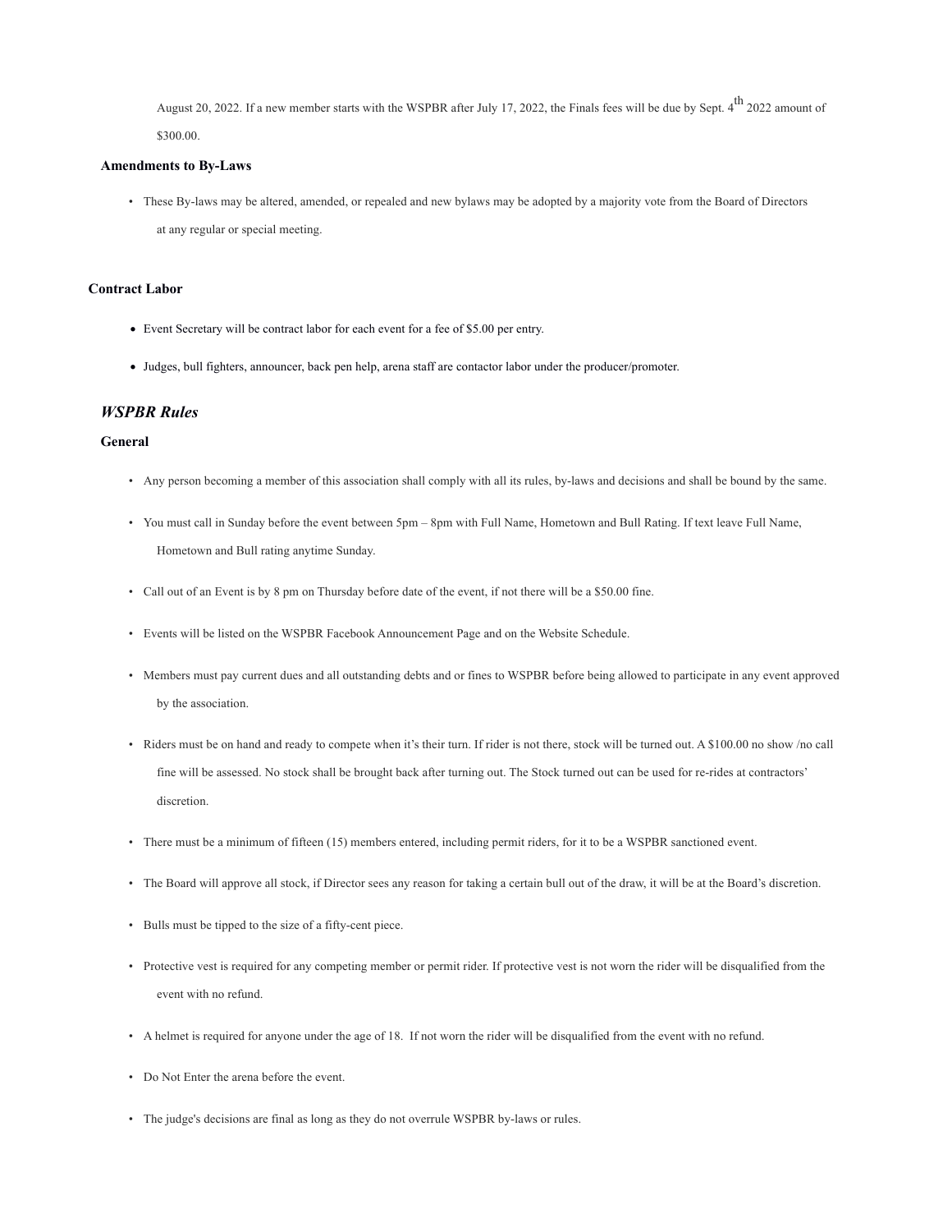August 20, 2022. If a new member starts with the WSPBR after July 17, 2022, the Finals fees will be due by Sept. 4th 2022 amount of $300.00.

**Amendments to By-Laws**

- These By-laws may be altered, amended, or repealed and new bylaws may be adopted by a majority vote from the Board of Directors at any regular or special meeting.

**Contract Labor**

- Event Secretary will be contract labor for each event for a fee of $5.00 per entry.
- Judges, bull fighters, announcer, back pen help, arena staff are contactor labor under the producer/promoter.

## *WSPBR Rules*

### General

- Any person becoming a member of this association shall comply with all its rules, by-laws and decisions and shall be bound by the same.
- You must call in Sunday before the event between 5pm – 8pm with Full Name, Hometown and Bull Rating. If text leave Full Name, Hometown and Bull rating anytime Sunday.
- Call out of an Event is by 8 pm on Thursday before date of the event, if not there will be a $50.00 fine.
- Events will be listed on the WSPBR Facebook Announcement Page and on the Website Schedule.
- Members must pay current dues and all outstanding debts and or fines to WSPBR before being allowed to participate in any event approved by the association.
- Riders must be on hand and ready to compete when it's their turn. If rider is not there, stock will be turned out. A $100.00 no show /no call fine will be assessed. No stock shall be brought back after turning out. The Stock turned out can be used for re-rides at contractors' discretion.
- There must be a minimum of fifteen (15) members entered, including permit riders, for it to be a WSPBR sanctioned event.
- The Board will approve all stock, if Director sees any reason for taking a certain bull out of the draw, it will be at the Board's discretion.
- Bulls must be tipped to the size of a fifty-cent piece.
- Protective vest is required for any competing member or permit rider. If protective vest is not worn the rider will be disqualified from the event with no refund.
- A helmet is required for anyone under the age of 18. If not worn the rider will be disqualified from the event with no refund.
- Do Not Enter the arena before the event.
- The judge's decisions are final as long as they do not overrule WSPBR by-laws or rules.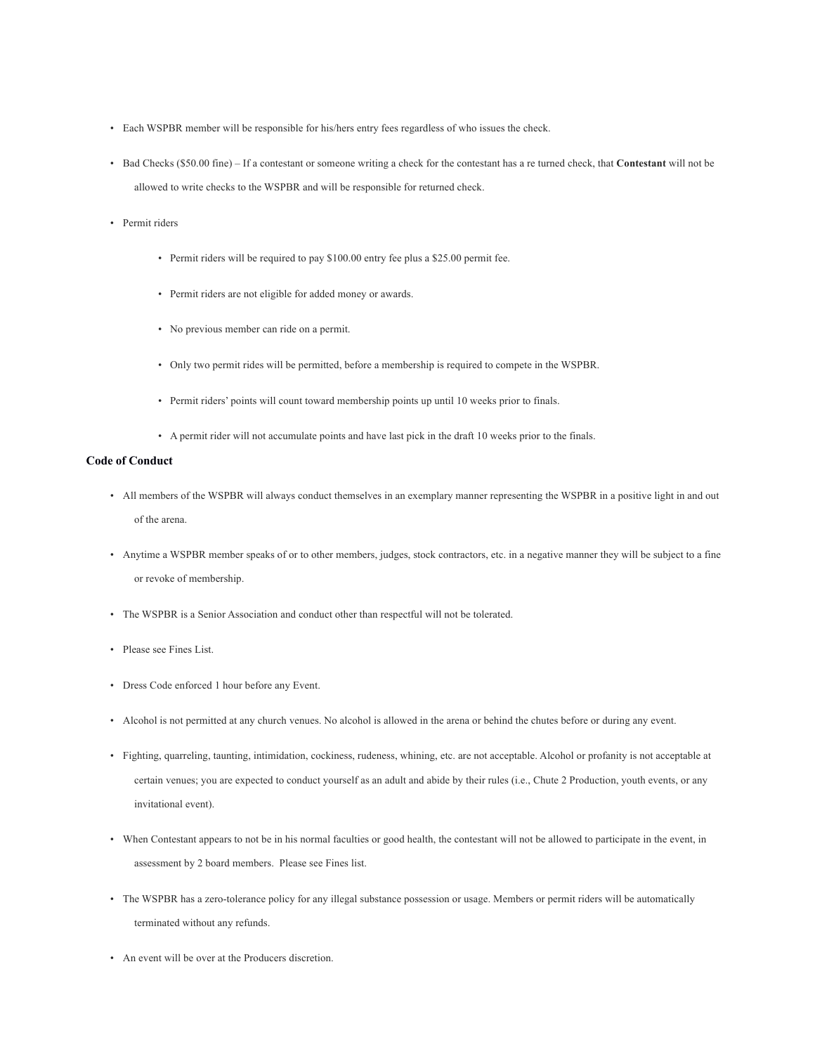- Each WSPBR member will be responsible for his/hers entry fees regardless of who issues the check.
- Bad Checks ($50.00 fine) – If a contestant or someone writing a check for the contestant has a re turned check, that **Contestant** will not be allowed to write checks to the WSPBR and will be responsible for returned check.
- Permit riders
    - Permit riders will be required to pay $100.00 entry fee plus a $25.00 permit fee.
    - Permit riders are not eligible for added money or awards.
    - No previous member can ride on a permit.
    - Only two permit rides will be permitted, before a membership is required to compete in the WSPBR.
    - Permit riders' points will count toward membership points up until 10 weeks prior to finals.
    - A permit rider will not accumulate points and have last pick in the draft 10 weeks prior to the finals.

**Code of Conduct**

- All members of the WSPBR will always conduct themselves in an exemplary manner representing the WSPBR in a positive light in and out of the arena.
- Anytime a WSPBR member speaks of or to other members, judges, stock contractors, etc. in a negative manner they will be subject to a fine or revoke of membership.
- The WSPBR is a Senior Association and conduct other than respectful will not be tolerated.
- Please see Fines List.
- Dress Code enforced 1 hour before any Event.
- Alcohol is not permitted at any church venues. No alcohol is allowed in the arena or behind the chutes before or during any event.
- Fighting, quarreling, taunting, intimidation, cockiness, rudeness, whining, etc. are not acceptable. Alcohol or profanity is not acceptable at certain venues; you are expected to conduct yourself as an adult and abide by their rules (i.e., Chute 2 Production, youth events, or any invitational event).
- When Contestant appears to not be in his normal faculties or good health, the contestant will not be allowed to participate in the event, in assessment by 2 board members. Please see Fines list.
- The WSPBR has a zero-tolerance policy for any illegal substance possession or usage. Members or permit riders will be automatically terminated without any refunds.
- An event will be over at the Producers discretion.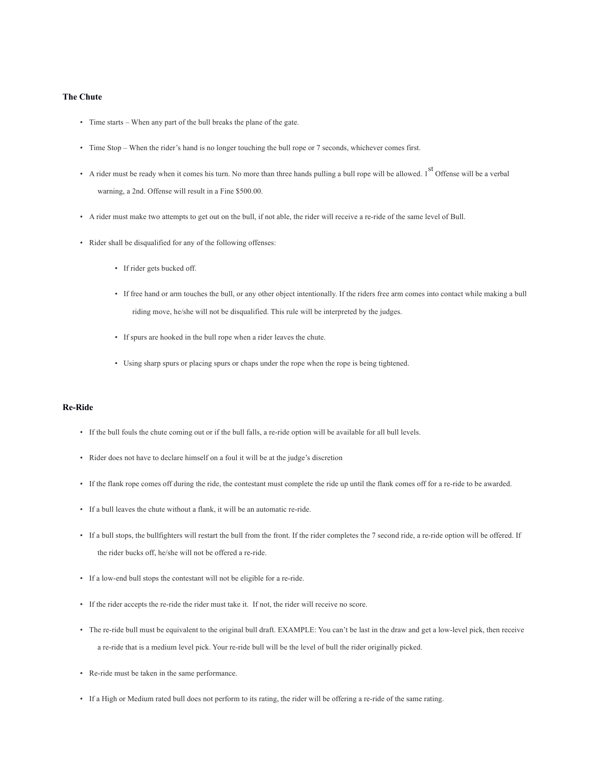### The Chute

- Time starts – When any part of the bull breaks the plane of the gate.
- Time Stop – When the rider's hand is no longer touching the bull rope or 7 seconds, whichever comes first.
- A rider must be ready when it comes his turn. No more than three hands pulling a bull rope will be allowed. 1st Offense will be a verbal warning, a 2nd. Offense will result in a Fine $500.00.
- A rider must make two attempts to get out on the bull, if not able, the rider will receive a re-ride of the same level of Bull.
- Rider shall be disqualified for any of the following offenses:
    - If rider gets bucked off.
    - If free hand or arm touches the bull, or any other object intentionally. If the riders free arm comes into contact while making a bull riding move, he/she will not be disqualified. This rule will be interpreted by the judges.
    - If spurs are hooked in the bull rope when a rider leaves the chute.
    - Using sharp spurs or placing spurs or chaps under the rope when the rope is being tightened.

### Re-Ride

- If the bull fouls the chute coming out or if the bull falls, a re-ride option will be available for all bull levels.
- Rider does not have to declare himself on a foul it will be at the judge's discretion
- If the flank rope comes off during the ride, the contestant must complete the ride up until the flank comes off for a re-ride to be awarded.
- If a bull leaves the chute without a flank, it will be an automatic re-ride.
- If a bull stops, the bullfighters will restart the bull from the front. If the rider completes the 7 second ride, a re-ride option will be offered. If the rider bucks off, he/she will not be offered a re-ride.
- If a low-end bull stops the contestant will not be eligible for a re-ride.
- If the rider accepts the re-ride the rider must take it. If not, the rider will receive no score.
- The re-ride bull must be equivalent to the original bull draft. EXAMPLE: You can't be last in the draw and get a low-level pick, then receive a re-ride that is a medium level pick. Your re-ride bull will be the level of bull the rider originally picked.
- Re-ride must be taken in the same performance.
- If a High or Medium rated bull does not perform to its rating, the rider will be offering a re-ride of the same rating.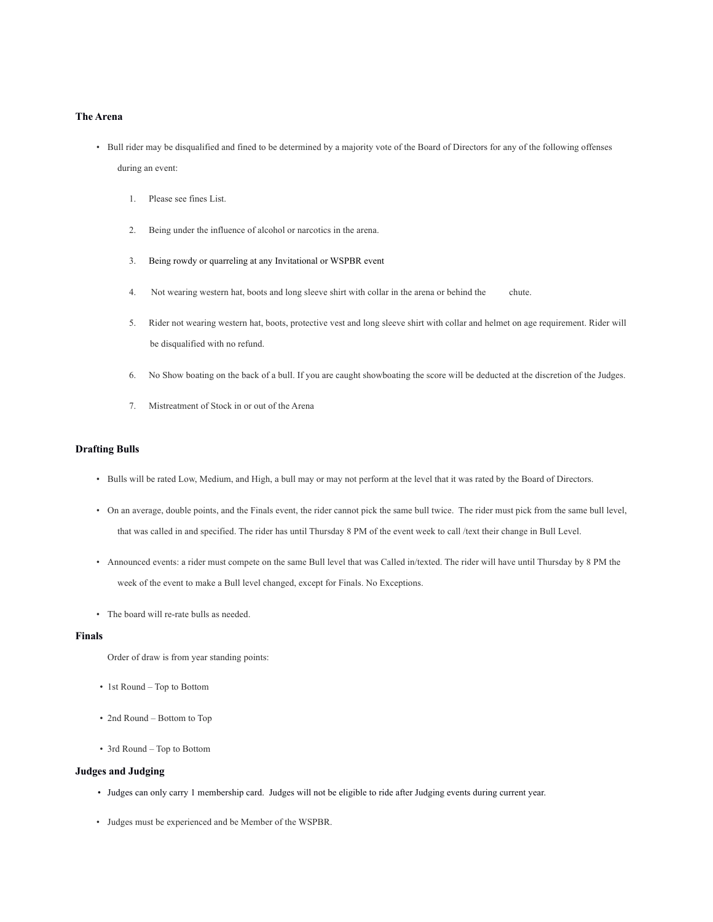**The Arena**

- Bull rider may be disqualified and fined to be determined by a majority vote of the Board of Directors for any of the following offenses during an event:

    1. Please see fines List.
    2. Being under the influence of alcohol or narcotics in the arena.
    3. Being rowdy or quarreling at any Invitational or WSPBR event
    4. Not wearing western hat, boots and long sleeve shirt with collar in the arena or behind the chute.
    5. Rider not wearing western hat, boots, protective vest and long sleeve shirt with collar and helmet on age requirement. Rider will be disqualified with no refund.
    6. No Show boating on the back of a bull. If you are caught showboating the score will be deducted at the discretion of the Judges.
    7. Mistreatment of Stock in or out of the Arena

**Drafting Bulls**

- Bulls will be rated Low, Medium, and High, a bull may or may not perform at the level that it was rated by the Board of Directors.
- On an average, double points, and the Finals event, the rider cannot pick the same bull twice. The rider must pick from the same bull level, that was called in and specified. The rider has until Thursday 8 PM of the event week to call /text their change in Bull Level.
- Announced events: a rider must compete on the same Bull level that was Called in/texted. The rider will have until Thursday by 8 PM the week of the event to make a Bull level changed, except for Finals. No Exceptions.
- The board will re-rate bulls as needed.

**Finals**

Order of draw is from year standing points:

- 1st Round – Top to Bottom
- 2nd Round – Bottom to Top
- 3rd Round – Top to Bottom

**Judges and Judging**

- Judges can only carry 1 membership card. Judges will not be eligible to ride after Judging events during current year.
- Judges must be experienced and be Member of the WSPBR.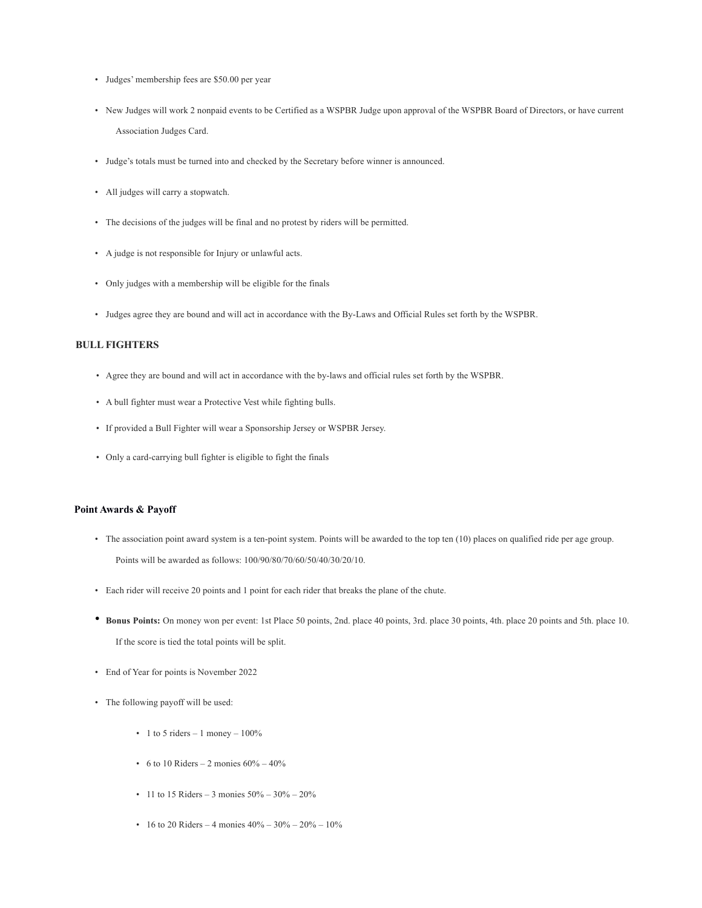- Judges' membership fees are $50.00 per year
- New Judges will work 2 nonpaid events to be Certified as a WSPBR Judge upon approval of the WSPBR Board of Directors, or have current Association Judges Card.
- Judge's totals must be turned into and checked by the Secretary before winner is announced.
- All judges will carry a stopwatch.
- The decisions of the judges will be final and no protest by riders will be permitted.
- A judge is not responsible for Injury or unlawful acts.
- Only judges with a membership will be eligible for the finals
- Judges agree they are bound and will act in accordance with the By-Laws and Official Rules set forth by the WSPBR.

### BULL FIGHTERS

- Agree they are bound and will act in accordance with the by-laws and official rules set forth by the WSPBR.
- A bull fighter must wear a Protective Vest while fighting bulls.
- If provided a Bull Fighter will wear a Sponsorship Jersey or WSPBR Jersey.
- Only a card-carrying bull fighter is eligible to fight the finals

### Point Awards & Payoff

- The association point award system is a ten-point system. Points will be awarded to the top ten (10) places on qualified ride per age group. Points will be awarded as follows: 100/90/80/70/60/50/40/30/20/10.
- Each rider will receive 20 points and 1 point for each rider that breaks the plane of the chute.
- **Bonus Points:** On money won per event: 1st Place 50 points, 2nd. place 40 points, 3rd. place 30 points, 4th. place 20 points and 5th. place 10. If the score is tied the total points will be split.
- End of Year for points is November 2022
- The following payoff will be used:
  - 1 to 5 riders – 1 money – 100%
  - 6 to 10 Riders – 2 monies 60% – 40%
  - 11 to 15 Riders – 3 monies 50% – 30% – 20%
  - 16 to 20 Riders – 4 monies 40% – 30% – 20% – 10%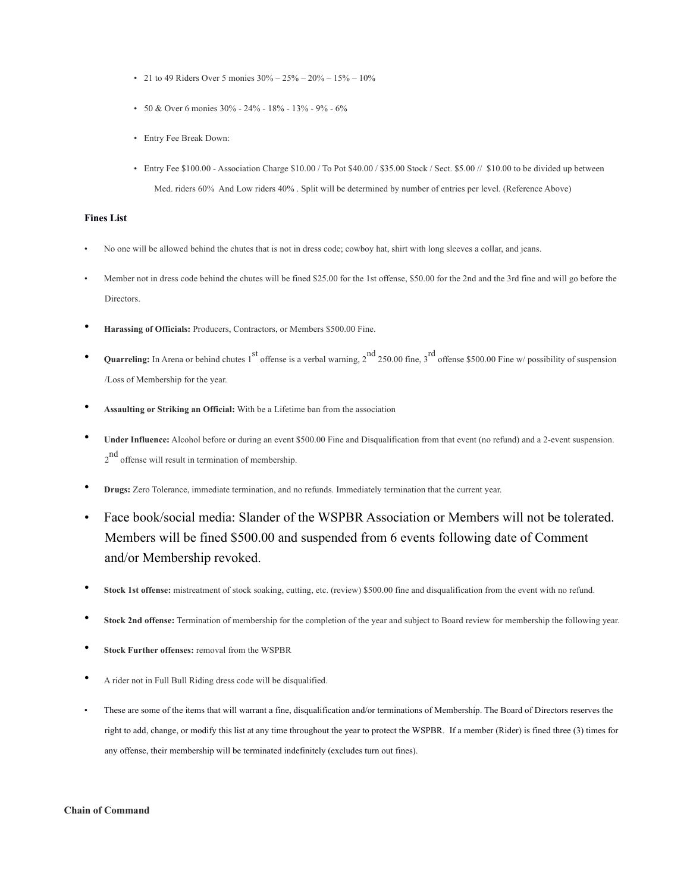- 21 to 49 Riders Over 5 monies 30% – 25% – 20% – 15% – 10%
- 50 & Over 6 monies 30% - 24% - 18% - 13% - 9% - 6%
- Entry Fee Break Down:
- Entry Fee $100.00 - Association Charge $10.00 / To Pot $40.00 / $35.00 Stock / Sect. $5.00 // $10.00 to be divided up between Med. riders 60% And Low riders 40% . Split will be determined by number of entries per level. (Reference Above)

**Fines List**

- No one will be allowed behind the chutes that is not in dress code; cowboy hat, shirt with long sleeves a collar, and jeans.
- Member not in dress code behind the chutes will be fined $25.00 for the 1st offense, $50.00 for the 2nd and the 3rd fine and will go before the Directors.
- **Harassing of Officials:** Producers, Contractors, or Members $500.00 Fine.
- **Quarreling:** In Arena or behind chutes 1st offense is a verbal warning, 2nd 250.00 fine, 3rd offense $500.00 Fine w/ possibility of suspension /Loss of Membership for the year.
- **Assaulting or Striking an Official:** With be a Lifetime ban from the association
- **Under Influence:** Alcohol before or during an event $500.00 Fine and Disqualification from that event (no refund) and a 2-event suspension. 2nd offense will result in termination of membership.
- **Drugs:** Zero Tolerance, immediate termination, and no refunds. Immediately termination that the current year.
- Face book/social media: Slander of the WSPBR Association or Members will not be tolerated. Members will be fined $500.00 and suspended from 6 events following date of Comment and/or Membership revoked.
- **Stock 1st offense:** mistreatment of stock soaking, cutting, etc. (review) $500.00 fine and disqualification from the event with no refund.
- **Stock 2nd offense:** Termination of membership for the completion of the year and subject to Board review for membership the following year.
- **Stock Further offenses:** removal from the WSPBR
- A rider not in Full Bull Riding dress code will be disqualified.
- These are some of the items that will warrant a fine, disqualification and/or terminations of Membership. The Board of Directors reserves the right to add, change, or modify this list at any time throughout the year to protect the WSPBR. If a member (Rider) is fined three (3) times for any offense, their membership will be terminated indefinitely (excludes turn out fines).

**Chain of Command**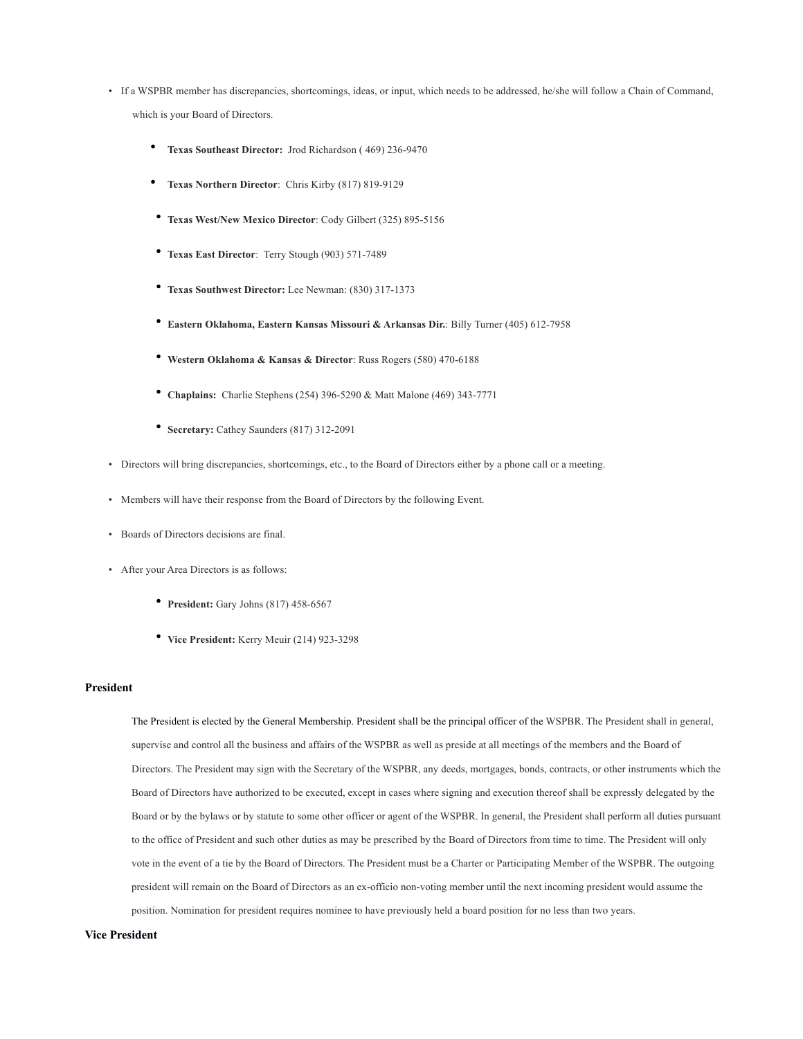- If a WSPBR member has discrepancies, shortcomings, ideas, or input, which needs to be addressed, he/she will follow a Chain of Command, which is your Board of Directors.
    - **Texas Southeast Director:** Jrod Richardson ( 469) 236-9470
    - **Texas Northern Director**: Chris Kirby (817) 819-9129
    - **Texas West/New Mexico Director**: Cody Gilbert (325) 895-5156
    - **Texas East Director**: Terry Stough (903) 571-7489
    - **Texas Southwest Director:** Lee Newman: (830) 317-1373
    - **Eastern Oklahoma, Eastern Kansas Missouri & Arkansas Dir.**: Billy Turner (405) 612-7958
    - **Western Oklahoma & Kansas & Director**: Russ Rogers (580) 470-6188
    - **Chaplains:** Charlie Stephens (254) 396-5290 & Matt Malone (469) 343-7771
    - **Secretary:** Cathey Saunders (817) 312-2091
- Directors will bring discrepancies, shortcomings, etc., to the Board of Directors either by a phone call or a meeting.
- Members will have their response from the Board of Directors by the following Event.
- Boards of Directors decisions are final.
- After your Area Directors is as follows:
    - **President:** Gary Johns (817) 458-6567
    - **Vice President:** Kerry Meuir (214) 923-3298

**President**

The President is elected by the General Membership. President shall be the principal officer of the WSPBR. The President shall in general, supervise and control all the business and affairs of the WSPBR as well as preside at all meetings of the members and the Board of Directors. The President may sign with the Secretary of the WSPBR, any deeds, mortgages, bonds, contracts, or other instruments which the Board of Directors have authorized to be executed, except in cases where signing and execution thereof shall be expressly delegated by the Board or by the bylaws or by statute to some other officer or agent of the WSPBR. In general, the President shall perform all duties pursuant to the office of President and such other duties as may be prescribed by the Board of Directors from time to time. The President will only vote in the event of a tie by the Board of Directors. The President must be a Charter or Participating Member of the WSPBR. The outgoing president will remain on the Board of Directors as an ex-officio non-voting member until the next incoming president would assume the position. Nomination for president requires nominee to have previously held a board position for no less than two years.

**Vice President**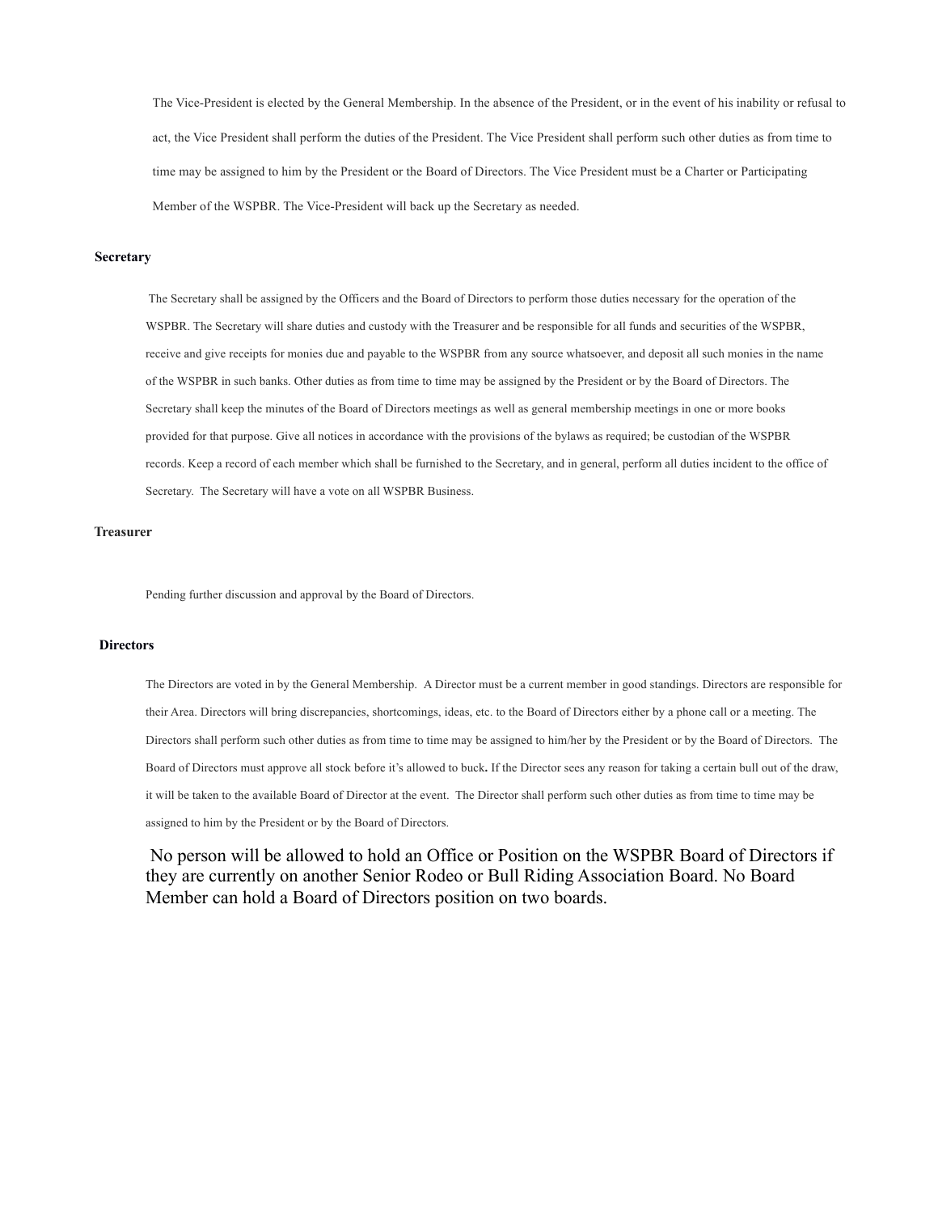The Vice-President is elected by the General Membership. In the absence of the President, or in the event of his inability or refusal to act, the Vice President shall perform the duties of the President. The Vice President shall perform such other duties as from time to time may be assigned to him by the President or the Board of Directors. The Vice President must be a Charter or Participating Member of the WSPBR. The Vice-President will back up the Secretary as needed.

**Secretary**

The Secretary shall be assigned by the Officers and the Board of Directors to perform those duties necessary for the operation of the WSPBR. The Secretary will share duties and custody with the Treasurer and be responsible for all funds and securities of the WSPBR, receive and give receipts for monies due and payable to the WSPBR from any source whatsoever, and deposit all such monies in the name of the WSPBR in such banks. Other duties as from time to time may be assigned by the President or by the Board of Directors. The Secretary shall keep the minutes of the Board of Directors meetings as well as general membership meetings in one or more books provided for that purpose. Give all notices in accordance with the provisions of the bylaws as required; be custodian of the WSPBR records. Keep a record of each member which shall be furnished to the Secretary, and in general, perform all duties incident to the office of Secretary. The Secretary will have a vote on all WSPBR Business.

**Treasurer**

Pending further discussion and approval by the Board of Directors.

**Directors**

The Directors are voted in by the General Membership. A Director must be a current member in good standings. Directors are responsible for their Area. Directors will bring discrepancies, shortcomings, ideas, etc. to the Board of Directors either by a phone call or a meeting. The Directors shall perform such other duties as from time to time may be assigned to him/her by the President or by the Board of Directors. The Board of Directors must approve all stock before it's allowed to buck**.** If the Director sees any reason for taking a certain bull out of the draw, it will be taken to the available Board of Director at the event. The Director shall perform such other duties as from time to time may be assigned to him by the President or by the Board of Directors.

No person will be allowed to hold an Office or Position on the WSPBR Board of Directors if they are currently on another Senior Rodeo or Bull Riding Association Board. No Board Member can hold a Board of Directors position on two boards.